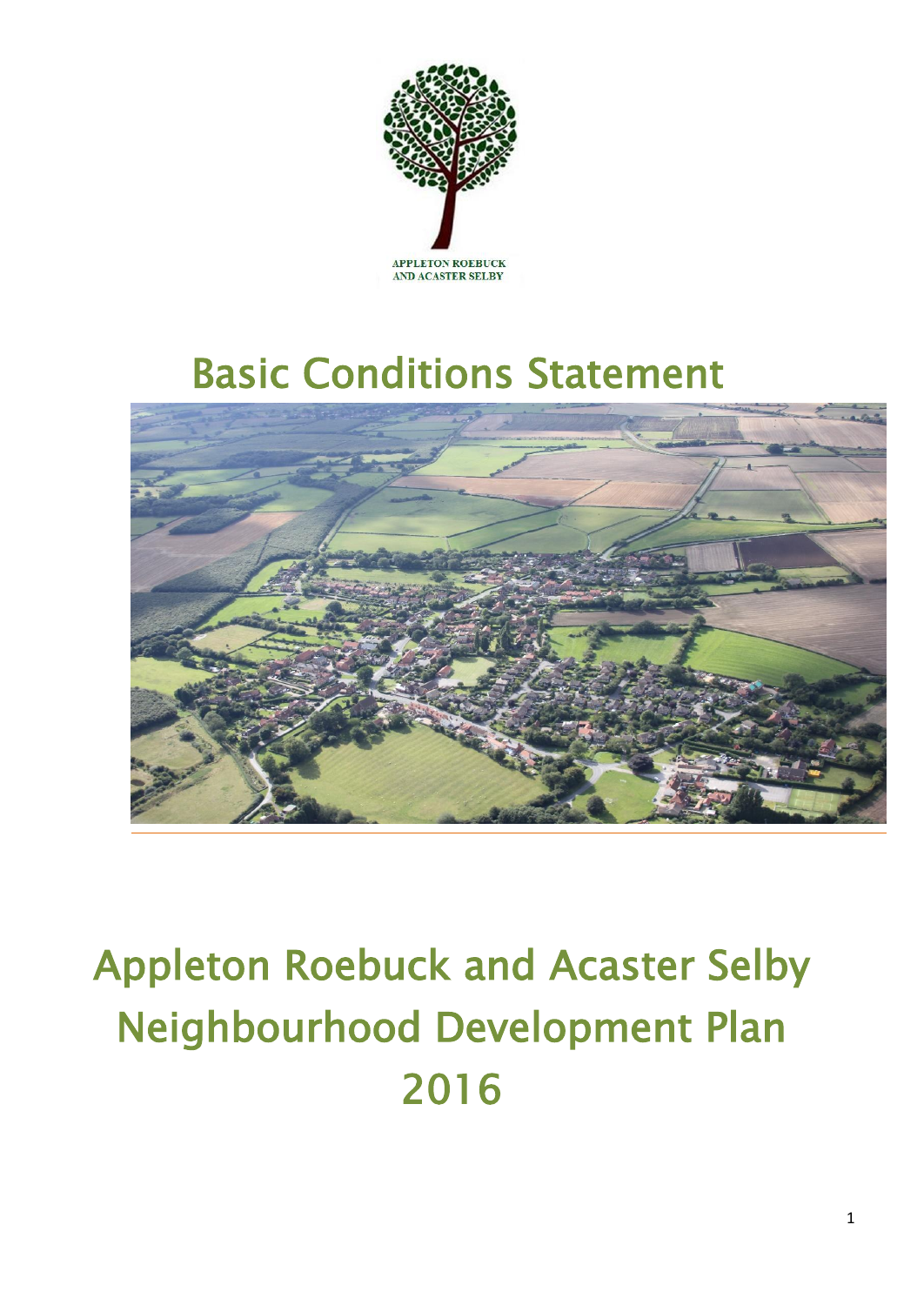APPLETON ROEBUCK AND ACASTER SELBY

# Basic Conditions Statement

# Appleton Roebuck and Acaster Selby Neighbourhood Development Plan 2016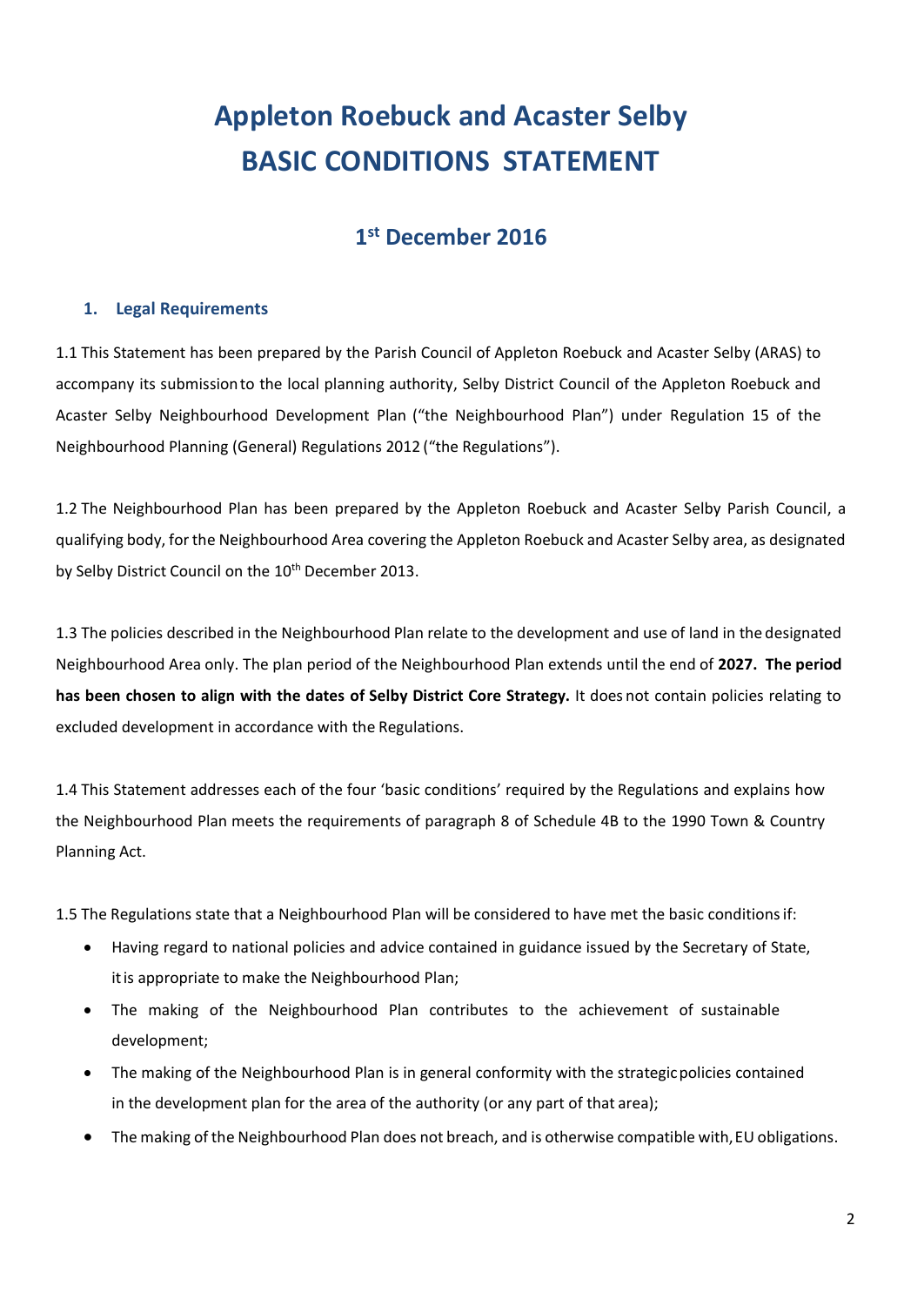# Appleton Roebuck and Acaster Selby
# BASIC CONDITIONS STATEMENT

## 1st December 2016

### 1. Legal Requirements

1.1 This Statement has been prepared by the Parish Council of Appleton Roebuck and Acaster Selby (ARAS) to accompany its submission to the local planning authority, Selby District Council of the Appleton Roebuck and Acaster Selby Neighbourhood Development Plan ("the Neighbourhood Plan") under Regulation 15 of the Neighbourhood Planning (General) Regulations 2012 ("the Regulations").

1.2 The Neighbourhood Plan has been prepared by the Appleton Roebuck and Acaster Selby Parish Council, a qualifying body, for the Neighbourhood Area covering the Appleton Roebuck and Acaster Selby area, as designated by Selby District Council on the 10th December 2013.

1.3 The policies described in the Neighbourhood Plan relate to the development and use of land in the designated Neighbourhood Area only. The plan period of the Neighbourhood Plan extends until the end of **2027. The period has been chosen to align with the dates of Selby District Core Strategy.** It does not contain policies relating to excluded development in accordance with the Regulations.

1.4 This Statement addresses each of the four 'basic conditions' required by the Regulations and explains how the Neighbourhood Plan meets the requirements of paragraph 8 of Schedule 4B to the 1990 Town & Country Planning Act.

1.5 The Regulations state that a Neighbourhood Plan will be considered to have met the basic conditions if:

- Having regard to national policies and advice contained in guidance issued by the Secretary of State, it is appropriate to make the Neighbourhood Plan;
- The making of the Neighbourhood Plan contributes to the achievement of sustainable development;
- The making of the Neighbourhood Plan is in general conformity with the strategic policies contained in the development plan for the area of the authority (or any part of that area);
- The making of the Neighbourhood Plan does not breach, and is otherwise compatible with, EU obligations.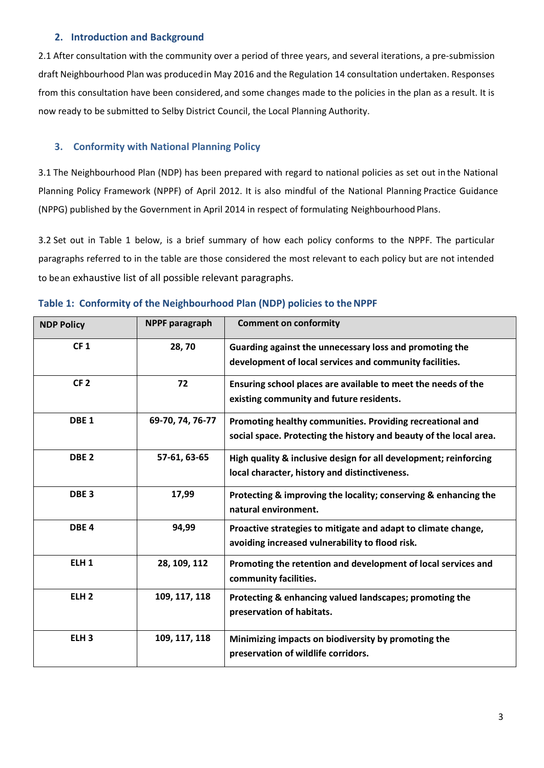## 2. Introduction and Background

2.1 After consultation with the community over a period of three years, and several iterations, a pre-submission draft Neighbourhood Plan was produced in May 2016 and the Regulation 14 consultation undertaken. Responses from this consultation have been considered, and some changes made to the policies in the plan as a result. It is now ready to be submitted to Selby District Council, the Local Planning Authority.

## 3. Conformity with National Planning Policy

3.1 The Neighbourhood Plan (NDP) has been prepared with regard to national policies as set out in the National Planning Policy Framework (NPPF) of April 2012. It is also mindful of the National Planning Practice Guidance (NPPG) published by the Government in April 2014 in respect of formulating Neighbourhood Plans.

3.2 Set out in Table 1 below, is a brief summary of how each policy conforms to the NPPF. The particular paragraphs referred to in the table are those considered the most relevant to each policy but are not intended to be an exhaustive list of all possible relevant paragraphs.

**Table 1: Conformity of the Neighbourhood Plan (NDP) policies to the NPPF**

| NDP Policy | NPPF paragraph | Comment on conformity |
|---|---|---|
| CF 1 | 28, 70 | **Guarding against the unnecessary loss and promoting the development of local services and community facilities.** |
| CF 2 | 72 | **Ensuring school places are available to meet the needs of the existing community and future residents.** |
| DBE 1 | 69-70, 74, 76-77 | **Promoting healthy communities. Providing recreational and social space. Protecting the history and beauty of the local area.** |
| DBE 2 | 57-61, 63-65 | **High quality & inclusive design for all development; reinforcing local character, history and distinctiveness.** |
| DBE 3 | 17,99 | **Protecting & improving the locality; conserving & enhancing the natural environment.** |
| DBE 4 | 94,99 | **Proactive strategies to mitigate and adapt to climate change, avoiding increased vulnerability to flood risk.** |
| ELH 1 | 28, 109, 112 | **Promoting the retention and development of local services and community facilities.** |
| ELH 2 | 109, 117, 118 | **Protecting & enhancing valued landscapes; promoting the preservation of habitats.** |
| ELH 3 | 109, 117, 118 | **Minimizing impacts on biodiversity by promoting the preservation of wildlife corridors.** |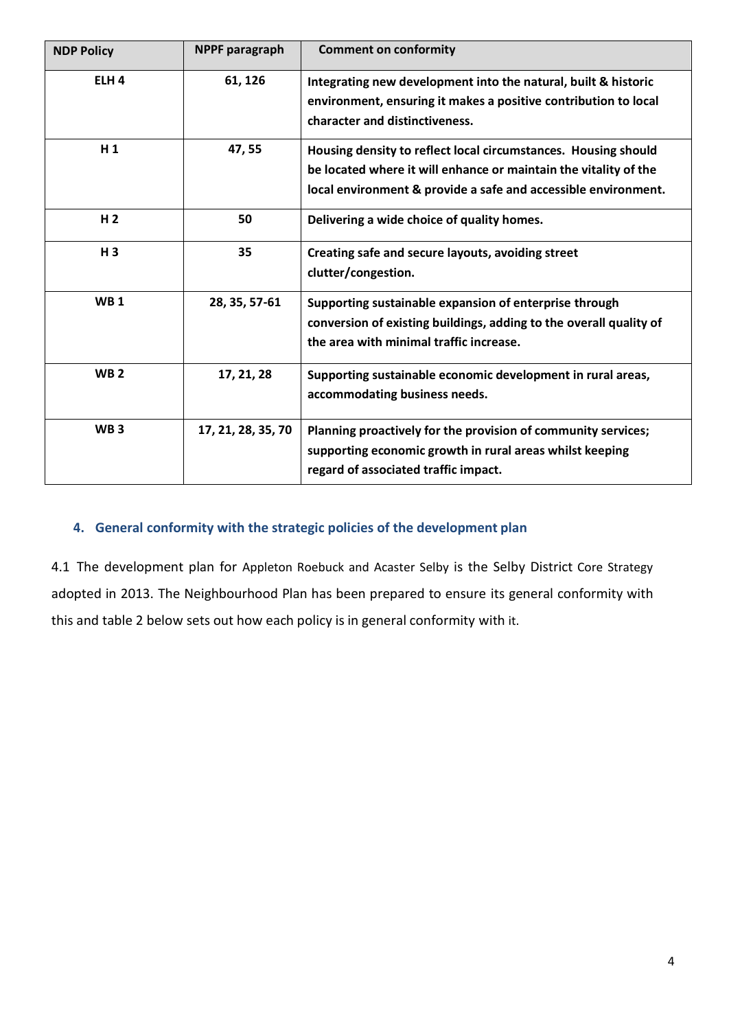| NDP Policy | NPPF paragraph | Comment on conformity |
|---|---|---|
| ELH 4 | 61, 126 | **Integrating new development into the natural, built & historic environment, ensuring it makes a positive contribution to local character and distinctiveness.** |
| H 1 | 47, 55 | **Housing density to reflect local circumstances. Housing should be located where it will enhance or maintain the vitality of the local environment & provide a safe and accessible environment.** |
| H 2 | 50 | **Delivering a wide choice of quality homes.** |
| H 3 | 35 | **Creating safe and secure layouts, avoiding street clutter/congestion.** |
| WB 1 | 28, 35, 57-61 | **Supporting sustainable expansion of enterprise through conversion of existing buildings, adding to the overall quality of the area with minimal traffic increase.** |
| WB 2 | 17, 21, 28 | **Supporting sustainable economic development in rural areas, accommodating business needs.** |
| WB 3 | 17, 21, 28, 35, 70 | **Planning proactively for the provision of community services; supporting economic growth in rural areas whilst keeping regard of associated traffic impact.** |

## 4. General conformity with the strategic policies of the development plan

4.1 The development plan for Appleton Roebuck and Acaster Selby is the Selby District Core Strategy adopted in 2013. The Neighbourhood Plan has been prepared to ensure its general conformity with this and table 2 below sets out how each policy is in general conformity with it.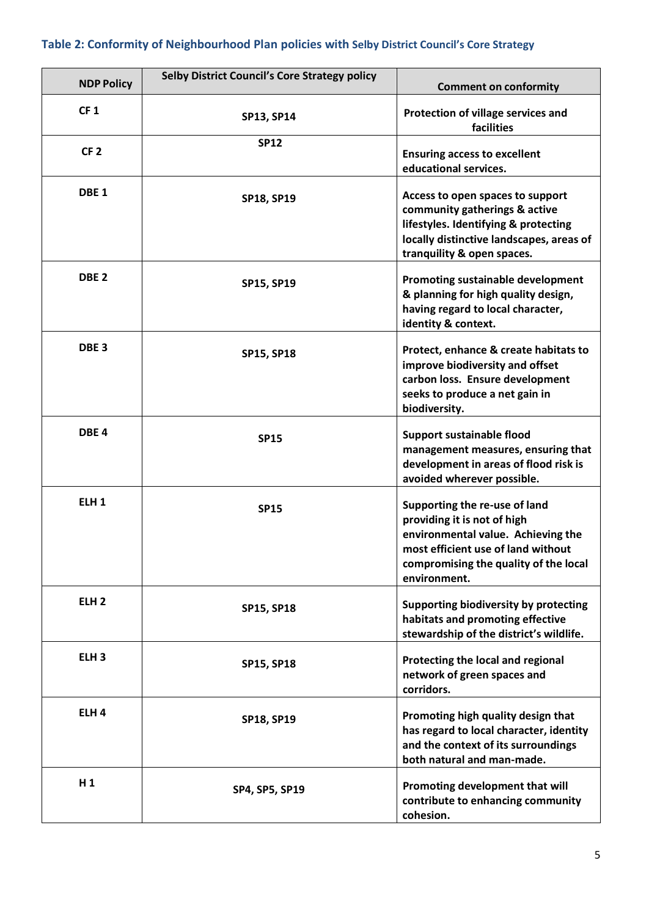### Table 2: Conformity of Neighbourhood Plan policies with Selby District Council's Core Strategy

| NDP Policy | Selby District Council's Core Strategy policy | Comment on conformity |
|---|---|---|
| CF 1 | SP13, SP14 | Protection of village services and facilities |
| CF 2 | SP12 | Ensuring access to excellent educational services. |
| DBE 1 | SP18, SP19 | Access to open spaces to support community gatherings & active lifestyles. Identifying & protecting locally distinctive landscapes, areas of tranquility & open spaces. |
| DBE 2 | SP15, SP19 | Promoting sustainable development & planning for high quality design, having regard to local character, identity & context. |
| DBE 3 | SP15, SP18 | Protect, enhance & create habitats to improve biodiversity and offset carbon loss. Ensure development seeks to produce a net gain in biodiversity. |
| DBE 4 | SP15 | Support sustainable flood management measures, ensuring that development in areas of flood risk is avoided wherever possible. |
| ELH 1 | SP15 | Supporting the re-use of land providing it is not of high environmental value. Achieving the most efficient use of land without compromising the quality of the local environment. |
| ELH 2 | SP15, SP18 | Supporting biodiversity by protecting habitats and promoting effective stewardship of the district's wildlife. |
| ELH 3 | SP15, SP18 | Protecting the local and regional network of green spaces and corridors. |
| ELH 4 | SP18, SP19 | Promoting high quality design that has regard to local character, identity and the context of its surroundings both natural and man-made. |
| H 1 | SP4, SP5, SP19 | Promoting development that will contribute to enhancing community cohesion. |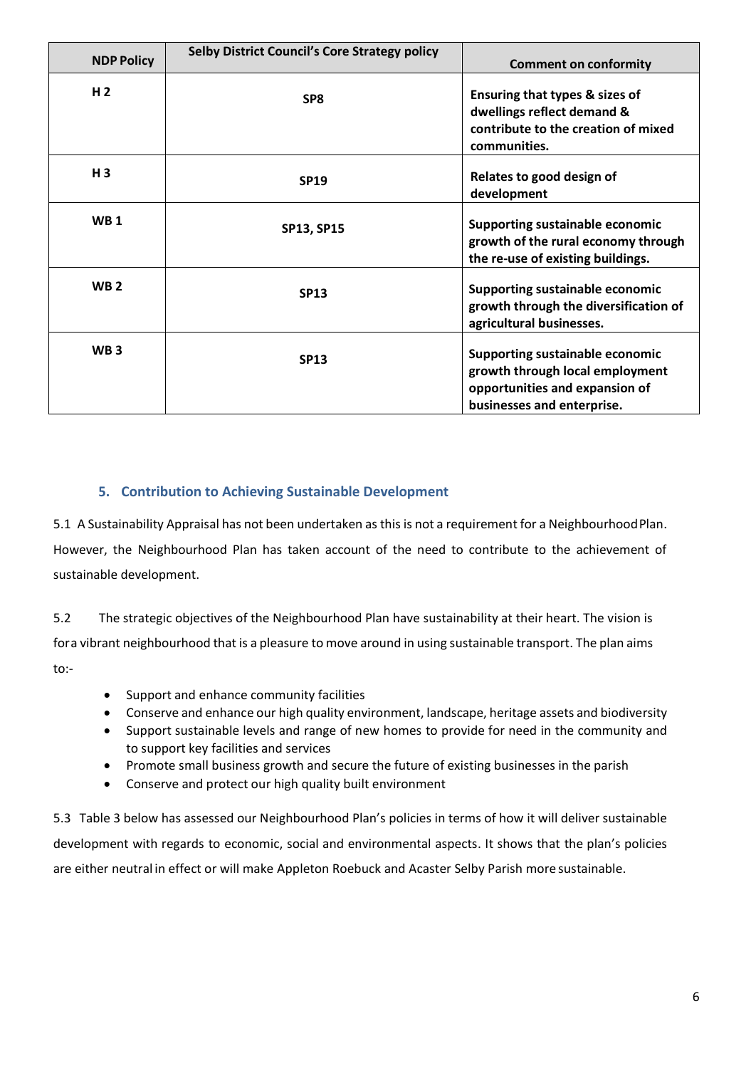| NDP Policy | Selby District Council's Core Strategy policy | Comment on conformity |
|---|---|---|
| **H 2** | **SP8** | **Ensuring that types & sizes of dwellings reflect demand & contribute to the creation of mixed communities.** |
| **H 3** | **SP19** | **Relates to good design of development** |
| **WB 1** | **SP13, SP15** | **Supporting sustainable economic growth of the rural economy through the re-use of existing buildings.** |
| **WB 2** | **SP13** | **Supporting sustainable economic growth through the diversification of agricultural businesses.** |
| **WB 3** | **SP13** | **Supporting sustainable economic growth through local employment opportunities and expansion of businesses and enterprise.** |

## 5. Contribution to Achieving Sustainable Development

5.1 A Sustainability Appraisal has not been undertaken as this is not a requirement for a Neighbourhood Plan. However, the Neighbourhood Plan has taken account of the need to contribute to the achievement of sustainable development.

5.2 The strategic objectives of the Neighbourhood Plan have sustainability at their heart. The vision is for a vibrant neighbourhood that is a pleasure to move around in using sustainable transport. The plan aims to:-

- Support and enhance community facilities
- Conserve and enhance our high quality environment, landscape, heritage assets and biodiversity
- Support sustainable levels and range of new homes to provide for need in the community and to support key facilities and services
- Promote small business growth and secure the future of existing businesses in the parish
- Conserve and protect our high quality built environment

5.3 Table 3 below has assessed our Neighbourhood Plan's policies in terms of how it will deliver sustainable development with regards to economic, social and environmental aspects. It shows that the plan's policies are either neutral in effect or will make Appleton Roebuck and Acaster Selby Parish more sustainable.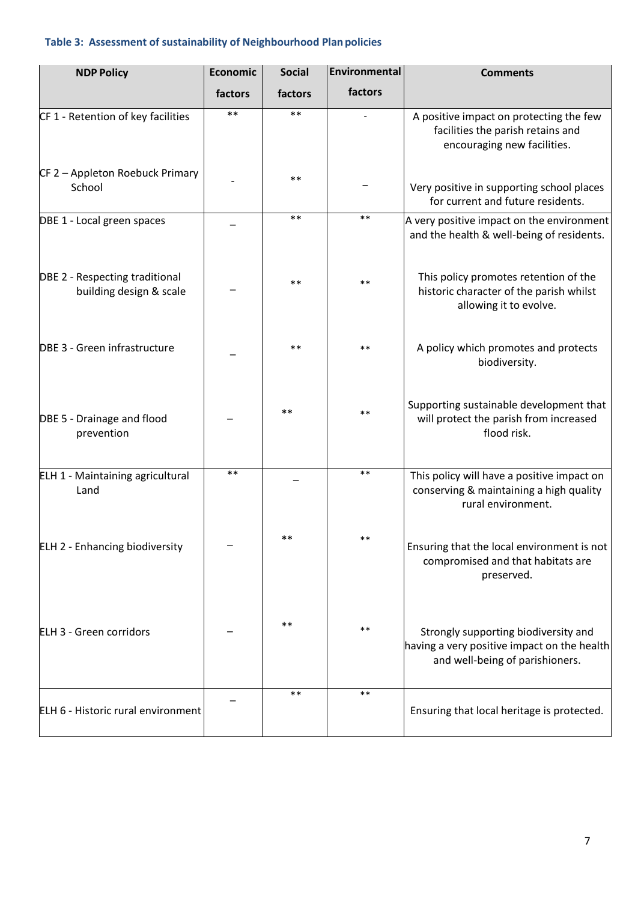**Table 3: Assessment of sustainability of Neighbourhood Plan policies**

| NDP Policy | Economic factors | Social factors | Environmental factors | Comments |
|---|---|---|---|---|
| CF 1 - Retention of key facilities | ** | ** | - | A positive impact on protecting the few facilities the parish retains and encouraging new facilities. |
| CF 2 – Appleton Roebuck Primary School | - | ** | – | Very positive in supporting school places for current and future residents. |
| DBE 1 - Local green spaces | – | ** | ** | A very positive impact on the environment and the health & well-being of residents. |
| DBE 2 - Respecting traditional building design & scale | – | ** | ** | This policy promotes retention of the historic character of the parish whilst allowing it to evolve. |
| DBE 3 - Green infrastructure | – | ** | ** | A policy which promotes and protects biodiversity. |
| DBE 5 - Drainage and flood prevention | – | ** | ** | Supporting sustainable development that will protect the parish from increased flood risk. |
| ELH 1 - Maintaining agricultural Land | ** | – | ** | This policy will have a positive impact on conserving & maintaining a high quality rural environment. |
| ELH 2 - Enhancing biodiversity | – | ** | ** | Ensuring that the local environment is not compromised and that habitats are preserved. |
| ELH 3 - Green corridors | – | ** | ** | Strongly supporting biodiversity and having a very positive impact on the health and well-being of parishioners. |
| ELH 6 - Historic rural environment | – | ** | ** | Ensuring that local heritage is protected. |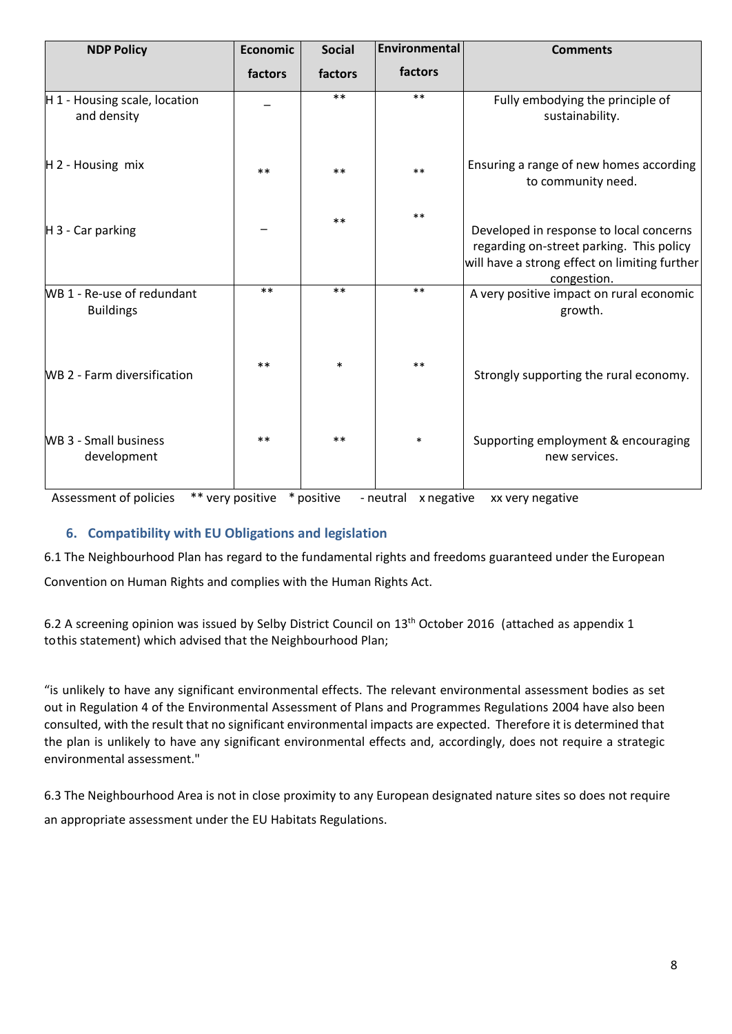| NDP Policy | Economic factors | Social factors | Environmental factors | Comments |
|---|---|---|---|---|
| H 1 - Housing scale, location and density | – | ** | ** | Fully embodying the principle of sustainability. |
| H 2 - Housing mix | ** | ** | ** | Ensuring a range of new homes according to community need. |
| H 3 - Car parking | – | ** | ** | Developed in response to local concerns regarding on-street parking. This policy will have a strong effect on limiting further congestion. |
| WB 1 - Re-use of redundant Buildings | ** | ** | ** | A very positive impact on rural economic growth. |
| WB 2 - Farm diversification | ** | * | ** | Strongly supporting the rural economy. |
| WB 3 - Small business development | ** | ** | * | Supporting employment & encouraging new services. |

Assessment of policies ** very positive * positive - neutral x negative xx very negative

## 6. Compatibility with EU Obligations and legislation

6.1 The Neighbourhood Plan has regard to the fundamental rights and freedoms guaranteed under the European Convention on Human Rights and complies with the Human Rights Act.

6.2 A screening opinion was issued by Selby District Council on 13th October 2016 (attached as appendix 1 to this statement) which advised that the Neighbourhood Plan;

"is unlikely to have any significant environmental effects. The relevant environmental assessment bodies as set out in Regulation 4 of the Environmental Assessment of Plans and Programmes Regulations 2004 have also been consulted, with the result that no significant environmental impacts are expected. Therefore it is determined that the plan is unlikely to have any significant environmental effects and, accordingly, does not require a strategic environmental assessment."

6.3 The Neighbourhood Area is not in close proximity to any European designated nature sites so does not require an appropriate assessment under the EU Habitats Regulations.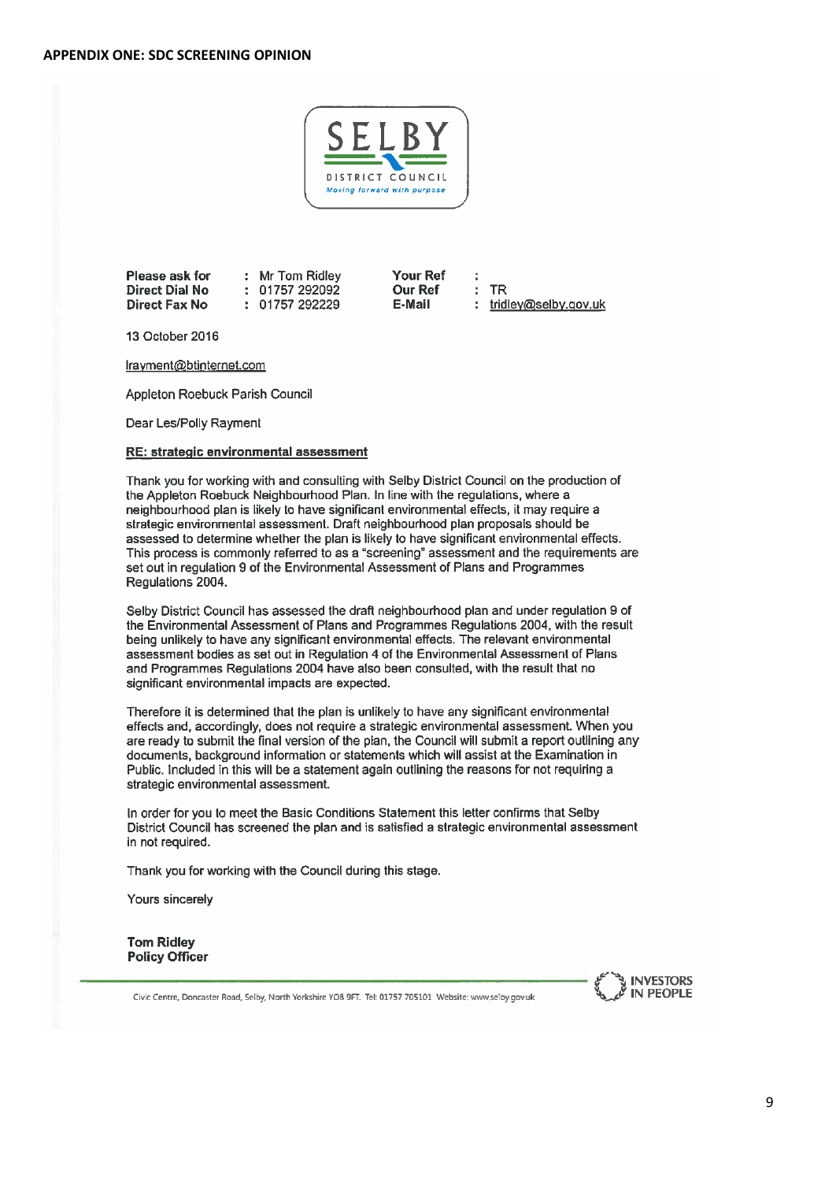## APPENDIX ONE: SDC SCREENING OPINION

SELBY
DISTRICT COUNCIL
*Moving forward with purpose*

| | | | |
|---|---|---|---|
| **Please ask for** | : Mr Tom Ridley | **Your Ref** | : |
| **Direct Dial No** | : 01757 292092 | **Our Ref** | : TR |
| **Direct Fax No** | : 01757 292229 | **E-Mail** | : tridley@selby.gov.uk |

13 October 2016

lrayment@btinternet.com

Appleton Roebuck Parish Council

Dear Les/Polly Rayment

**RE: strategic environmental assessment**

Thank you for working with and consulting with Selby District Council on the production of the Appleton Roebuck Neighbourhood Plan. In line with the regulations, where a neighbourhood plan is likely to have significant environmental effects, it may require a strategic environmental assessment. Draft neighbourhood plan proposals should be assessed to determine whether the plan is likely to have significant environmental effects. This process is commonly referred to as a "screening" assessment and the requirements are set out in regulation 9 of the Environmental Assessment of Plans and Programmes Regulations 2004.

Selby District Council has assessed the draft neighbourhood plan and under regulation 9 of the Environmental Assessment of Plans and Programmes Regulations 2004, with the result being unlikely to have any significant environmental effects. The relevant environmental assessment bodies as set out in Regulation 4 of the Environmental Assessment of Plans and Programmes Regulations 2004 have also been consulted, with the result that no significant environmental impacts are expected.

Therefore it is determined that the plan is unlikely to have any significant environmental effects and, accordingly, does not require a strategic environmental assessment. When you are ready to submit the final version of the plan, the Council will submit a report outlining any documents, background information or statements which will assist at the Examination in Public. Included in this will be a statement again outlining the reasons for not requiring a strategic environmental assessment.

In order for you to meet the Basic Conditions Statement this letter confirms that Selby District Council has screened the plan and is satisfied a strategic environmental assessment in not required.

Thank you for working with the Council during this stage.

Yours sincerely

**Tom Ridley**
**Policy Officer**

Civic Centre, Doncaster Road, Selby, North Yorkshire YO8 9FT. Tel: 01757 705101 Website: www.selby.gov.uk

INVESTORS IN PEOPLE